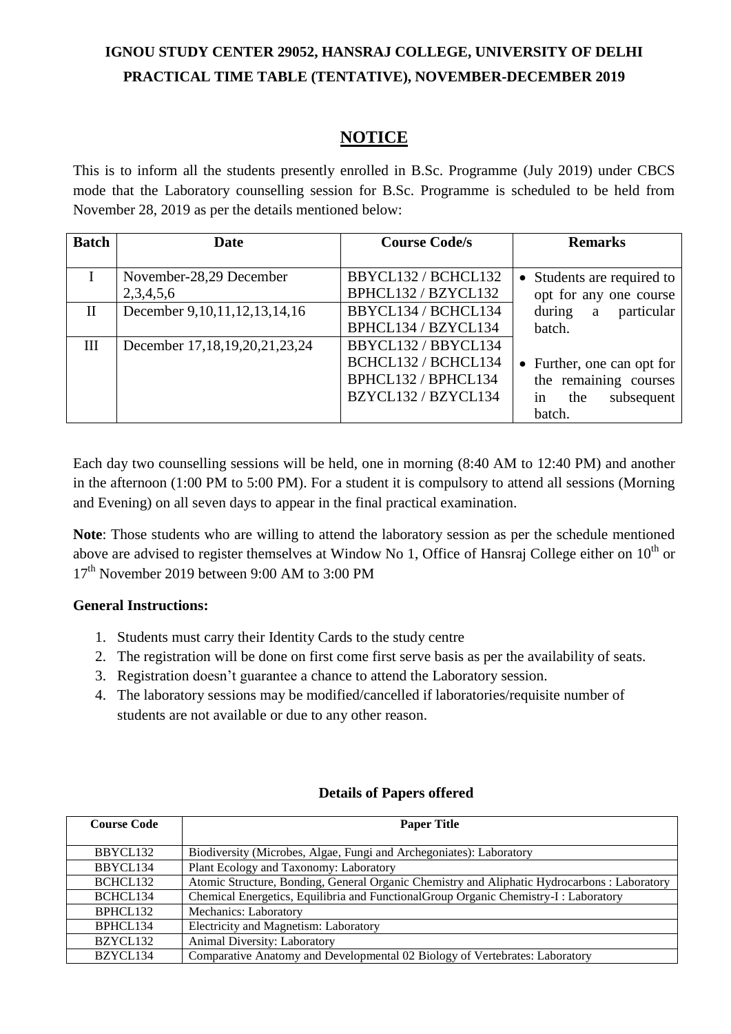# IGNOU STUDY CENTER 29052, HANSRAJ COLLEGE, UNIVERSITY OF DELHI
## PRACTICAL TIME TABLE (TENTATIVE), NOVEMBER-DECEMBER 2019

## NOTICE

This is to inform all the students presently enrolled in B.Sc. Programme (July 2019) under CBCS mode that the Laboratory counselling session for B.Sc. Programme is scheduled to be held from November 28, 2019 as per the details mentioned below:

| Batch | Date | Course Code/s | Remarks |
|---|---|---|---|
| I | November-28,29 December 2,3,4,5,6 | BBYCL132 / BCHCL132 BPHCL132 / BZYCL132 | • Students are required to opt for any one course during a particular batch.<br>• Further, one can opt for the remaining courses in the subsequent batch. |
| II | December 9,10,11,12,13,14,16 | BBYCL134 / BCHCL134 BPHCL134 / BZYCL134 | |
| III | December 17,18,19,20,21,23,24 | BBYCL132 / BBYCL134 BCHCL132 / BCHCL134 BPHCL132 / BPHCL134 BZYCL132 / BZYCL134 | |

Each day two counselling sessions will be held, one in morning (8:40 AM to 12:40 PM) and another in the afternoon (1:00 PM to 5:00 PM). For a student it is compulsory to attend all sessions (Morning and Evening) on all seven days to appear in the final practical examination.

**Note**: Those students who are willing to attend the laboratory session as per the schedule mentioned above are advised to register themselves at Window No 1, Office of Hansraj College either on 10th or 17th November 2019 between 9:00 AM to 3:00 PM

**General Instructions:**

1. Students must carry their Identity Cards to the study centre
2. The registration will be done on first come first serve basis as per the availability of seats.
3. Registration doesn't guarantee a chance to attend the Laboratory session.
4. The laboratory sessions may be modified/cancelled if laboratories/requisite number of students are not available or due to any other reason.

**Details of Papers offered**

| Course Code | Paper Title |
|---|---|
| BBYCL132 | Biodiversity (Microbes, Algae, Fungi and Archegoniates): Laboratory |
| BBYCL134 | Plant Ecology and Taxonomy: Laboratory |
| BCHCL132 | Atomic Structure, Bonding, General Organic Chemistry and Aliphatic Hydrocarbons : Laboratory |
| BCHCL134 | Chemical Energetics, Equilibria and FunctionalGroup Organic Chemistry-I : Laboratory |
| BPHCL132 | Mechanics: Laboratory |
| BPHCL134 | Electricity and Magnetism: Laboratory |
| BZYCL132 | Animal Diversity: Laboratory |
| BZYCL134 | Comparative Anatomy and Developmental 02 Biology of Vertebrates: Laboratory |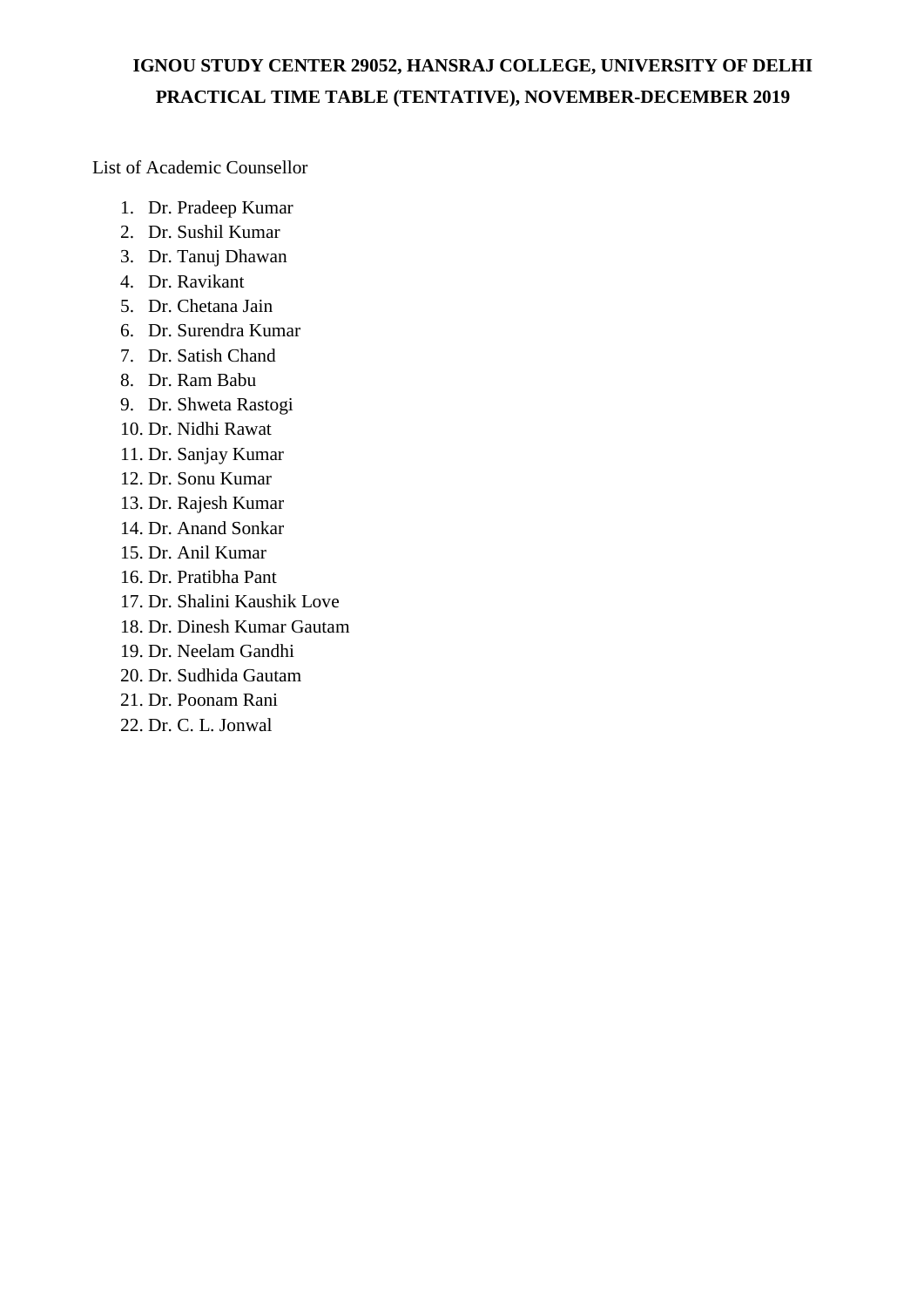**IGNOU STUDY CENTER 29052, HANSRAJ COLLEGE, UNIVERSITY OF DELHI**

**PRACTICAL TIME TABLE (TENTATIVE), NOVEMBER-DECEMBER 2019**

List of Academic Counsellor

1. Dr. Pradeep Kumar
2. Dr. Sushil Kumar
3. Dr. Tanuj Dhawan
4. Dr. Ravikant
5. Dr. Chetana Jain
6. Dr. Surendra Kumar
7. Dr. Satish Chand
8. Dr. Ram Babu
9. Dr. Shweta Rastogi
10. Dr. Nidhi Rawat
11. Dr. Sanjay Kumar
12. Dr. Sonu Kumar
13. Dr. Rajesh Kumar
14. Dr. Anand Sonkar
15. Dr. Anil Kumar
16. Dr. Pratibha Pant
17. Dr. Shalini Kaushik Love
18. Dr. Dinesh Kumar Gautam
19. Dr. Neelam Gandhi
20. Dr. Sudhida Gautam
21. Dr. Poonam Rani
22. Dr. C. L. Jonwal